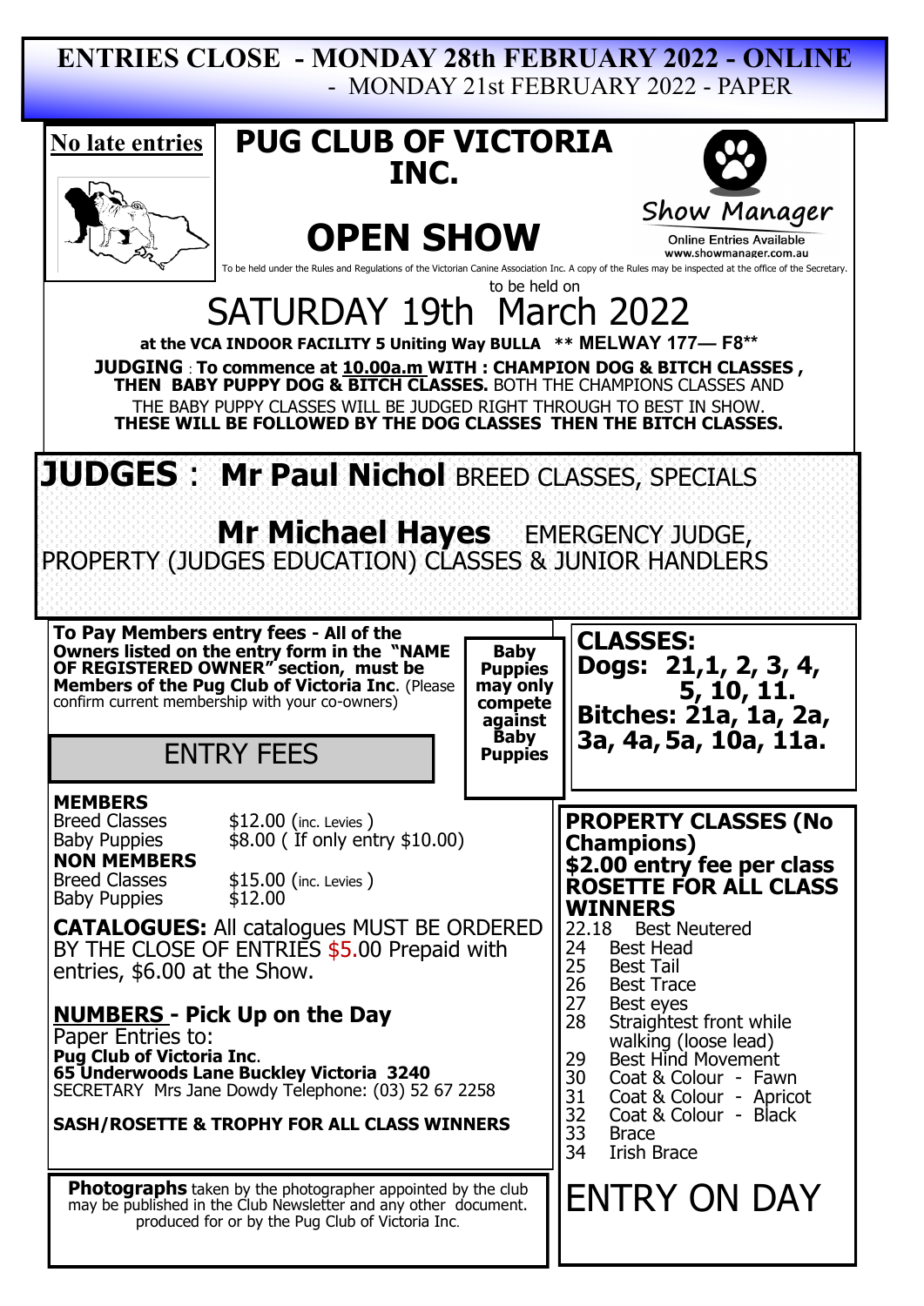**ENTRIES CLOSE - MONDAY 28th FEBRUARY 2022 - ONLINE**
**- MONDAY 21st FEBRUARY 2022 - PAPER**

**No late entries**

# PUG CLUB OF VICTORIA INC.

# OPEN SHOW

Show Manager
Online Entries Available
www.showmanager.com.au

To be held under the Rules and Regulations of the Victorian Canine Association Inc. A copy of the Rules may be inspected at the office of the Secretary.

to be held on

## SATURDAY 19th March 2022

**at the VCA INDOOR FACILITY 5 Uniting Way BULLA \*\* MELWAY 177— F8\*\***

**JUDGING** : **To commence at 10.00a.m WITH : CHAMPION DOG & BITCH CLASSES , THEN BABY PUPPY DOG & BITCH CLASSES.** BOTH THE CHAMPIONS CLASSES AND THE BABY PUPPY CLASSES WILL BE JUDGED RIGHT THROUGH TO BEST IN SHOW. **THESE WILL BE FOLLOWED BY THE DOG CLASSES THEN THE BITCH CLASSES.**

## JUDGES : Mr Paul Nichol BREED CLASSES, SPECIALS

**Mr Michael Hayes** EMERGENCY JUDGE, PROPERTY (JUDGES EDUCATION) CLASSES & JUNIOR HANDLERS

**To Pay Members entry fees - All of the Owners listed on the entry form in the "NAME OF REGISTERED OWNER" section, must be Members of the Pug Club of Victoria Inc**. (Please confirm current membership with your co-owners)

**Baby Puppies may only compete against Baby Puppies**

## ENTRY FEES

**MEMBERS**
Breed Classes $12.00 (inc. Levies )
Baby Puppies $8.00 ( If only entry $10.00)

**NON MEMBERS**
Breed Classes $15.00 (inc. Levies )
Baby Puppies $12.00

**CATALOGUES:** All catalogues MUST BE ORDERED BY THE CLOSE OF ENTRIES $5.00 Prepaid with entries, $6.00 at the Show.

**NUMBERS - Pick Up on the Day**

Paper Entries to:
**Pug Club of Victoria Inc.**
**65 Underwoods Lane Buckley Victoria 3240**
SECRETARY Mrs Jane Dowdy Telephone: (03) 52 67 2258

**SASH/ROSETTE & TROPHY FOR ALL CLASS WINNERS**

**Photographs** taken by the photographer appointed by the club may be published in the Club Newsletter and any other document. produced for or by the Pug Club of Victoria Inc.

## CLASSES:

**Dogs: 21,1, 2, 3, 4, 5, 10, 11.**
**Bitches: 21a, 1a, 2a, 3a, 4a, 5a, 10a, 11a.**

**PROPERTY CLASSES (No Champions)**
**$2.00 entry fee per class**
**ROSETTE FOR ALL CLASS WINNERS**

- 22.18 Best Neutered
- 24 Best Head
- 25 Best Tail
- 26 Best Trace
- 27 Best eyes
- 28 Straightest front while walking (loose lead)
- 29 Best Hind Movement
- 30 Coat & Colour - Fawn
- 31 Coat & Colour - Apricot
- 32 Coat & Colour - Black
- 33 Brace
- 34 Irish Brace

## ENTRY ON DAY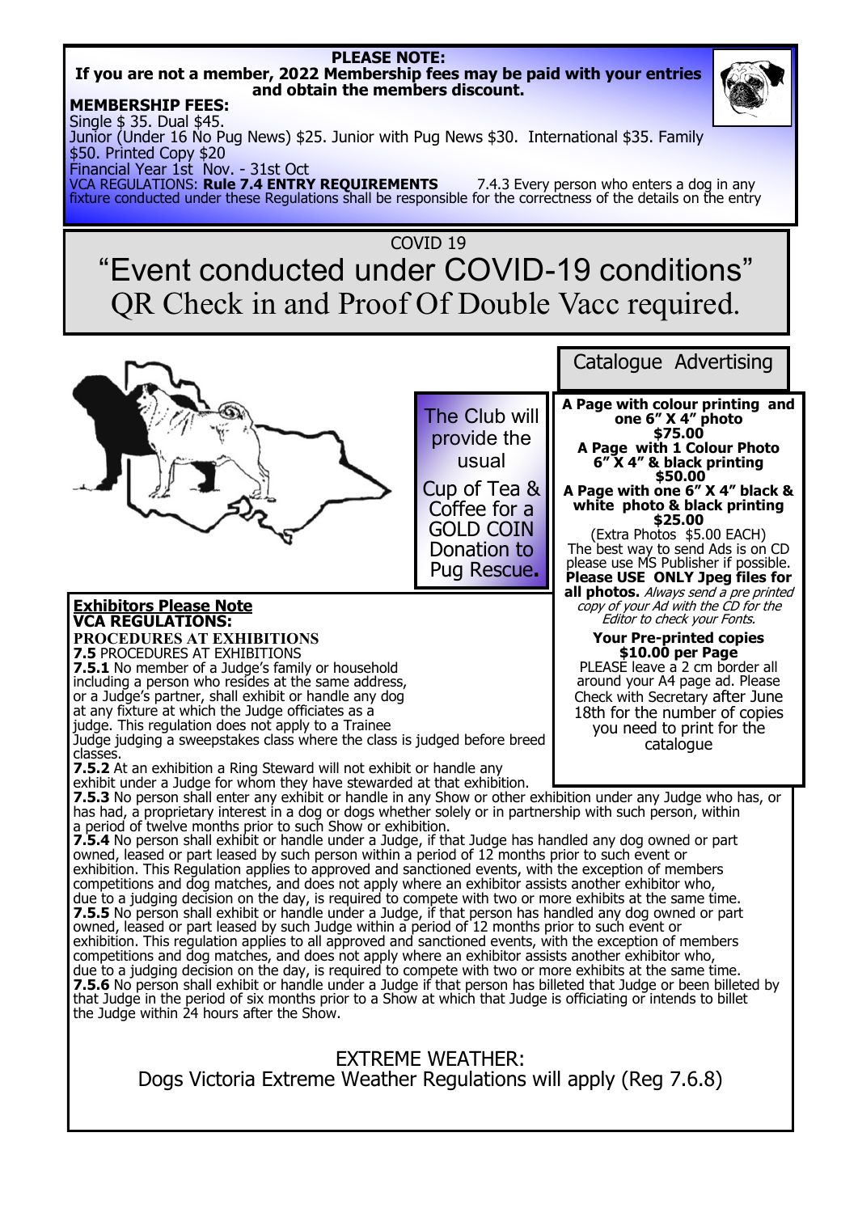**PLEASE NOTE:**
**If you are not a member, 2022 Membership fees may be paid with your entries and obtain the members discount.**

**MEMBERSHIP FEES:**
Single $ 35. Dual $45.
Junior (Under 16 No Pug News) $25. Junior with Pug News $30. International $35. Family $50. Printed Copy $20
Financial Year 1st Nov. - 31st Oct
VCA REGULATIONS: **Rule 7.4 ENTRY REQUIREMENTS** 7.4.3 Every person who enters a dog in any fixture conducted under these Regulations shall be responsible for the correctness of the details on the entry

COVID 19

# "Event conducted under COVID-19 conditions"

## QR Check in and Proof Of Double Vacc required.

The Club will provide the usual Cup of Tea & Coffee for a GOLD COIN Donation to Pug Rescue**.**

## Catalogue Advertising

**A Page with colour printing and one 6" X 4" photo**
**$75.00**
**A Page with 1 Colour Photo 6" X 4" & black printing**
**$50.00**
**A Page with one 6" X 4" black & white photo & black printing**
**$25.00**
(Extra Photos $5.00 EACH)
The best way to send Ads is on CD please use MS Publisher if possible. **Please USE ONLY Jpeg files for all photos.** *Always send a pre printed copy of your Ad with the CD for the Editor to check your Fonts.*

**Your Pre-printed copies**
**$10.00 per Page**
PLEASE leave a 2 cm border all around your A4 page ad. Please Check with Secretary after June 18th for the number of copies you need to print for the catalogue

**Exhibitors Please Note**
**VCA REGULATIONS:**
**PROCEDURES AT EXHIBITIONS**
**7.5** PROCEDURES AT EXHIBITIONS
**7.5.1** No member of a Judge's family or household including a person who resides at the same address, or a Judge's partner, shall exhibit or handle any dog at any fixture at which the Judge officiates as a judge. This regulation does not apply to a Trainee Judge judging a sweepstakes class where the class is judged before breed classes.
**7.5.2** At an exhibition a Ring Steward will not exhibit or handle any exhibit under a Judge for whom they have stewarded at that exhibition.
**7.5.3** No person shall enter any exhibit or handle in any Show or other exhibition under any Judge who has, or has had, a proprietary interest in a dog or dogs whether solely or in partnership with such person, within a period of twelve months prior to such Show or exhibition.
**7.5.4** No person shall exhibit or handle under a Judge, if that Judge has handled any dog owned or part owned, leased or part leased by such person within a period of 12 months prior to such event or exhibition. This Regulation applies to approved and sanctioned events, with the exception of members competitions and dog matches, and does not apply where an exhibitor assists another exhibitor who, due to a judging decision on the day, is required to compete with two or more exhibits at the same time.
**7.5.5** No person shall exhibit or handle under a Judge, if that person has handled any dog owned or part owned, leased or part leased by such Judge within a period of 12 months prior to such event or exhibition. This regulation applies to all approved and sanctioned events, with the exception of members competitions and dog matches, and does not apply where an exhibitor assists another exhibitor who, due to a judging decision on the day, is required to compete with two or more exhibits at the same time.
**7.5.6** No person shall exhibit or handle under a Judge if that person has billeted that Judge or been billeted by that Judge in the period of six months prior to a Show at which that Judge is officiating or intends to billet the Judge within 24 hours after the Show.

EXTREME WEATHER:
Dogs Victoria Extreme Weather Regulations will apply (Reg 7.6.8)